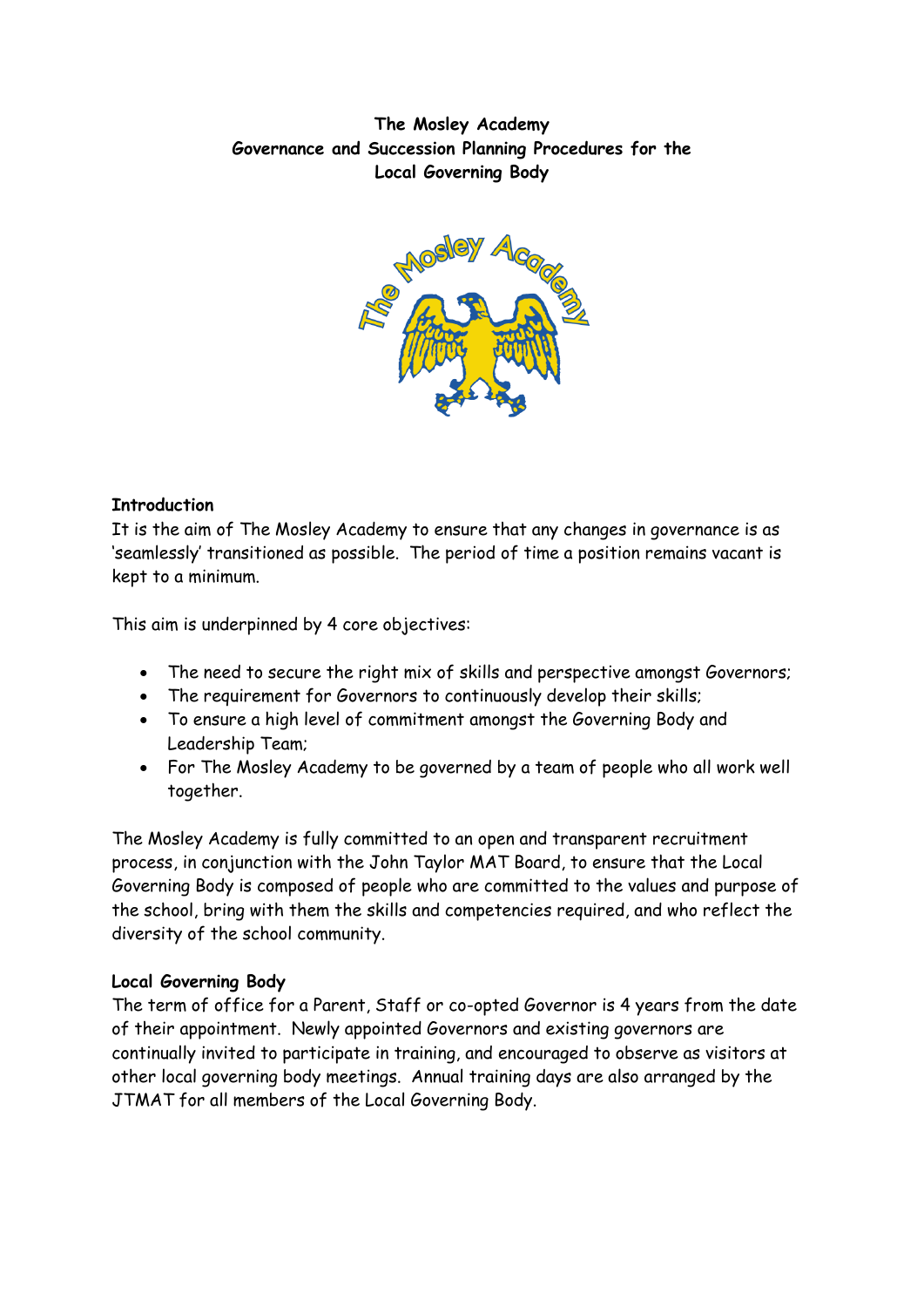# The Mosley Academy
## Governance and Succession Planning Procedures for the Local Governing Body

### Introduction

It is the aim of The Mosley Academy to ensure that any changes in governance is as 'seamlessly' transitioned as possible. The period of time a position remains vacant is kept to a minimum.

This aim is underpinned by 4 core objectives:

- The need to secure the right mix of skills and perspective amongst Governors;
- The requirement for Governors to continuously develop their skills;
- To ensure a high level of commitment amongst the Governing Body and Leadership Team;
- For The Mosley Academy to be governed by a team of people who all work well together.

The Mosley Academy is fully committed to an open and transparent recruitment process, in conjunction with the John Taylor MAT Board, to ensure that the Local Governing Body is composed of people who are committed to the values and purpose of the school, bring with them the skills and competencies required, and who reflect the diversity of the school community.

### Local Governing Body

The term of office for a Parent, Staff or co-opted Governor is 4 years from the date of their appointment. Newly appointed Governors and existing governors are continually invited to participate in training, and encouraged to observe as visitors at other local governing body meetings. Annual training days are also arranged by the JTMAT for all members of the Local Governing Body.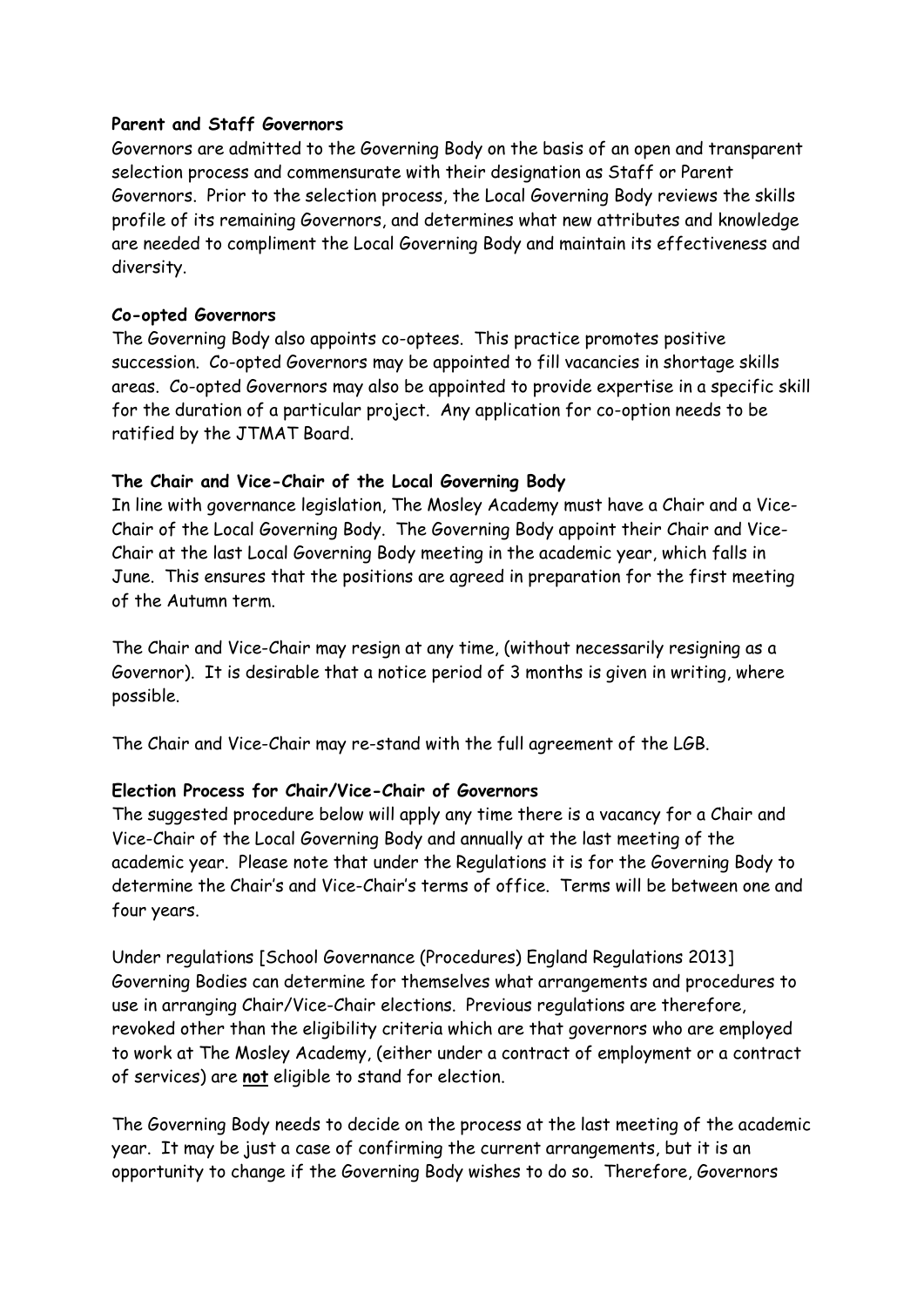**Parent and Staff Governors**

Governors are admitted to the Governing Body on the basis of an open and transparent selection process and commensurate with their designation as Staff or Parent Governors. Prior to the selection process, the Local Governing Body reviews the skills profile of its remaining Governors, and determines what new attributes and knowledge are needed to compliment the Local Governing Body and maintain its effectiveness and diversity.

**Co-opted Governors**

The Governing Body also appoints co-optees. This practice promotes positive succession. Co-opted Governors may be appointed to fill vacancies in shortage skills areas. Co-opted Governors may also be appointed to provide expertise in a specific skill for the duration of a particular project. Any application for co-option needs to be ratified by the JTMAT Board.

**The Chair and Vice-Chair of the Local Governing Body**

In line with governance legislation, The Mosley Academy must have a Chair and a Vice-Chair of the Local Governing Body. The Governing Body appoint their Chair and Vice-Chair at the last Local Governing Body meeting in the academic year, which falls in June. This ensures that the positions are agreed in preparation for the first meeting of the Autumn term.

The Chair and Vice-Chair may resign at any time, (without necessarily resigning as a Governor). It is desirable that a notice period of 3 months is given in writing, where possible.

The Chair and Vice-Chair may re-stand with the full agreement of the LGB.

**Election Process for Chair/Vice-Chair of Governors**

The suggested procedure below will apply any time there is a vacancy for a Chair and Vice-Chair of the Local Governing Body and annually at the last meeting of the academic year. Please note that under the Regulations it is for the Governing Body to determine the Chair's and Vice-Chair's terms of office. Terms will be between one and four years.

Under regulations [School Governance (Procedures) England Regulations 2013] Governing Bodies can determine for themselves what arrangements and procedures to use in arranging Chair/Vice-Chair elections. Previous regulations are therefore, revoked other than the eligibility criteria which are that governors who are employed to work at The Mosley Academy, (either under a contract of employment or a contract of services) are **not** eligible to stand for election.

The Governing Body needs to decide on the process at the last meeting of the academic year. It may be just a case of confirming the current arrangements, but it is an opportunity to change if the Governing Body wishes to do so. Therefore, Governors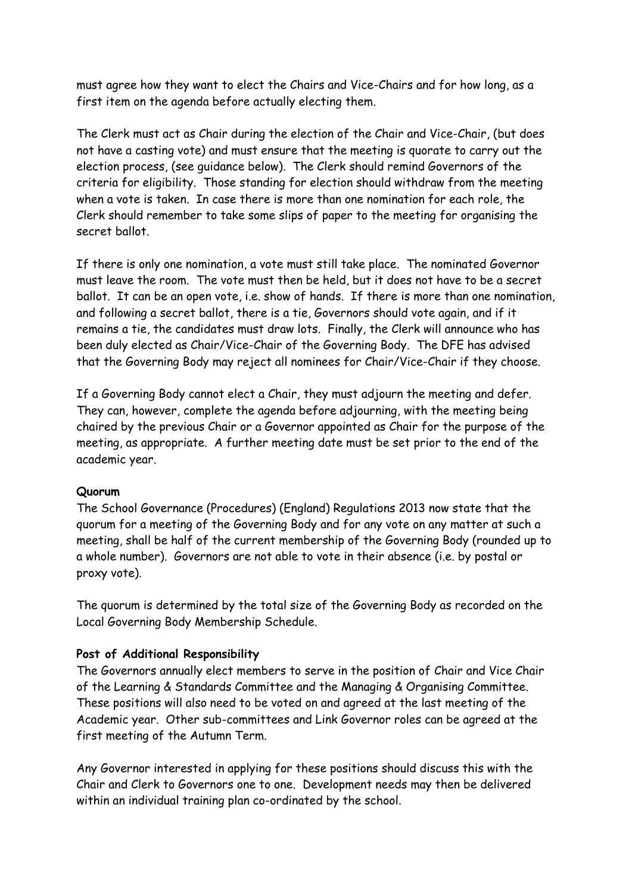must agree how they want to elect the Chairs and Vice-Chairs and for how long, as a first item on the agenda before actually electing them.

The Clerk must act as Chair during the election of the Chair and Vice-Chair, (but does not have a casting vote) and must ensure that the meeting is quorate to carry out the election process, (see guidance below). The Clerk should remind Governors of the criteria for eligibility. Those standing for election should withdraw from the meeting when a vote is taken. In case there is more than one nomination for each role, the Clerk should remember to take some slips of paper to the meeting for organising the secret ballot.

If there is only one nomination, a vote must still take place. The nominated Governor must leave the room. The vote must then be held, but it does not have to be a secret ballot. It can be an open vote, i.e. show of hands. If there is more than one nomination, and following a secret ballot, there is a tie, Governors should vote again, and if it remains a tie, the candidates must draw lots. Finally, the Clerk will announce who has been duly elected as Chair/Vice-Chair of the Governing Body. The DFE has advised that the Governing Body may reject all nominees for Chair/Vice-Chair if they choose.

If a Governing Body cannot elect a Chair, they must adjourn the meeting and defer. They can, however, complete the agenda before adjourning, with the meeting being chaired by the previous Chair or a Governor appointed as Chair for the purpose of the meeting, as appropriate. A further meeting date must be set prior to the end of the academic year.

**Quorum**

The School Governance (Procedures) (England) Regulations 2013 now state that the quorum for a meeting of the Governing Body and for any vote on any matter at such a meeting, shall be half of the current membership of the Governing Body (rounded up to a whole number). Governors are not able to vote in their absence (i.e. by postal or proxy vote).

The quorum is determined by the total size of the Governing Body as recorded on the Local Governing Body Membership Schedule.

**Post of Additional Responsibility**

The Governors annually elect members to serve in the position of Chair and Vice Chair of the Learning & Standards Committee and the Managing & Organising Committee. These positions will also need to be voted on and agreed at the last meeting of the Academic year. Other sub-committees and Link Governor roles can be agreed at the first meeting of the Autumn Term.

Any Governor interested in applying for these positions should discuss this with the Chair and Clerk to Governors one to one. Development needs may then be delivered within an individual training plan co-ordinated by the school.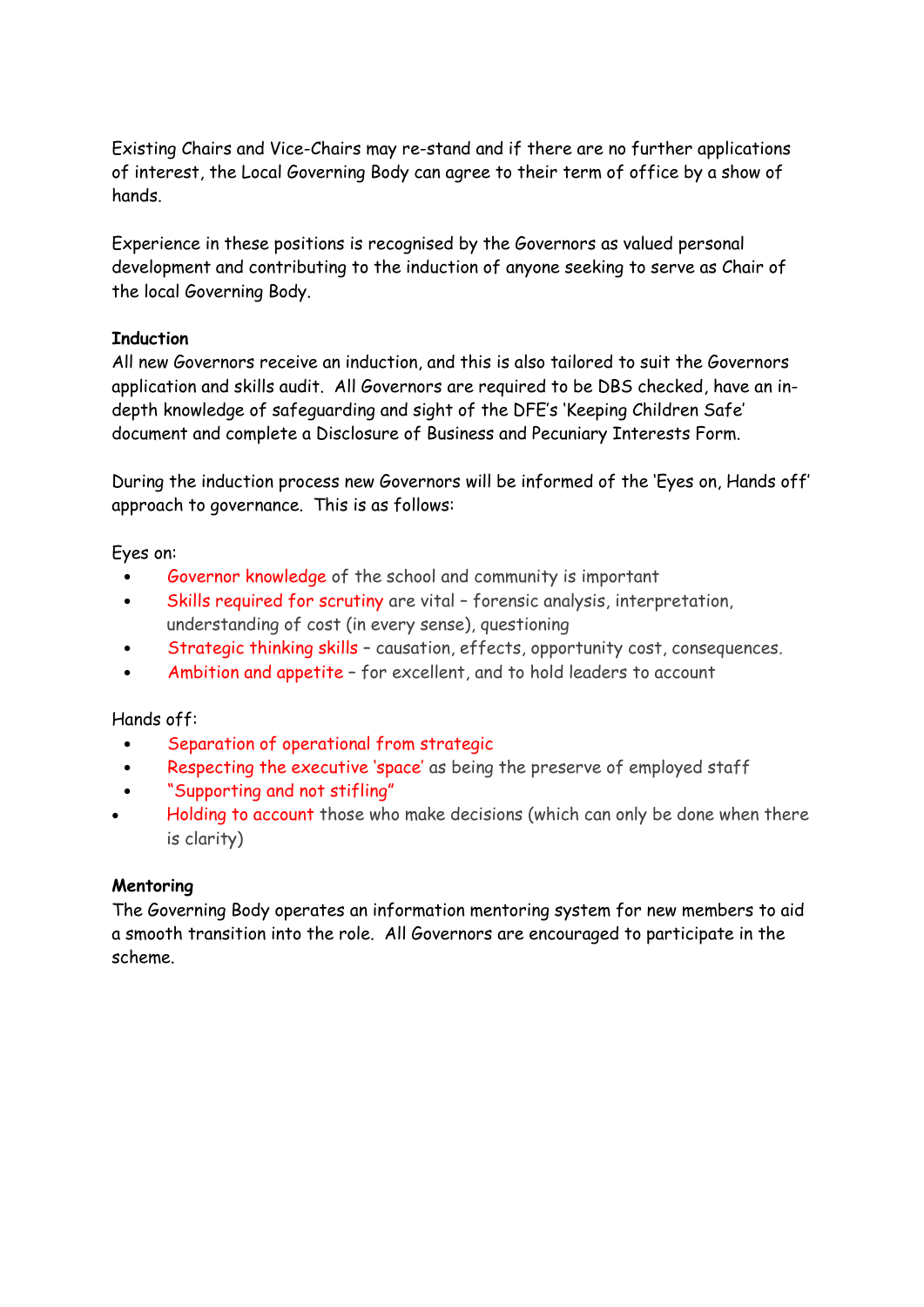Existing Chairs and Vice-Chairs may re-stand and if there are no further applications of interest, the Local Governing Body can agree to their term of office by a show of hands.

Experience in these positions is recognised by the Governors as valued personal development and contributing to the induction of anyone seeking to serve as Chair of the local Governing Body.

**Induction**

All new Governors receive an induction, and this is also tailored to suit the Governors application and skills audit. All Governors are required to be DBS checked, have an in-depth knowledge of safeguarding and sight of the DFE's 'Keeping Children Safe' document and complete a Disclosure of Business and Pecuniary Interests Form.

During the induction process new Governors will be informed of the 'Eyes on, Hands off' approach to governance. This is as follows:

Eyes on:

- Governor knowledge of the school and community is important
- Skills required for scrutiny are vital – forensic analysis, interpretation, understanding of cost (in every sense), questioning
- Strategic thinking skills – causation, effects, opportunity cost, consequences.
- Ambition and appetite – for excellent, and to hold leaders to account

Hands off:

- Separation of operational from strategic
- Respecting the executive 'space' as being the preserve of employed staff
- "Supporting and not stifling"
- Holding to account those who make decisions (which can only be done when there is clarity)

**Mentoring**

The Governing Body operates an information mentoring system for new members to aid a smooth transition into the role. All Governors are encouraged to participate in the scheme.